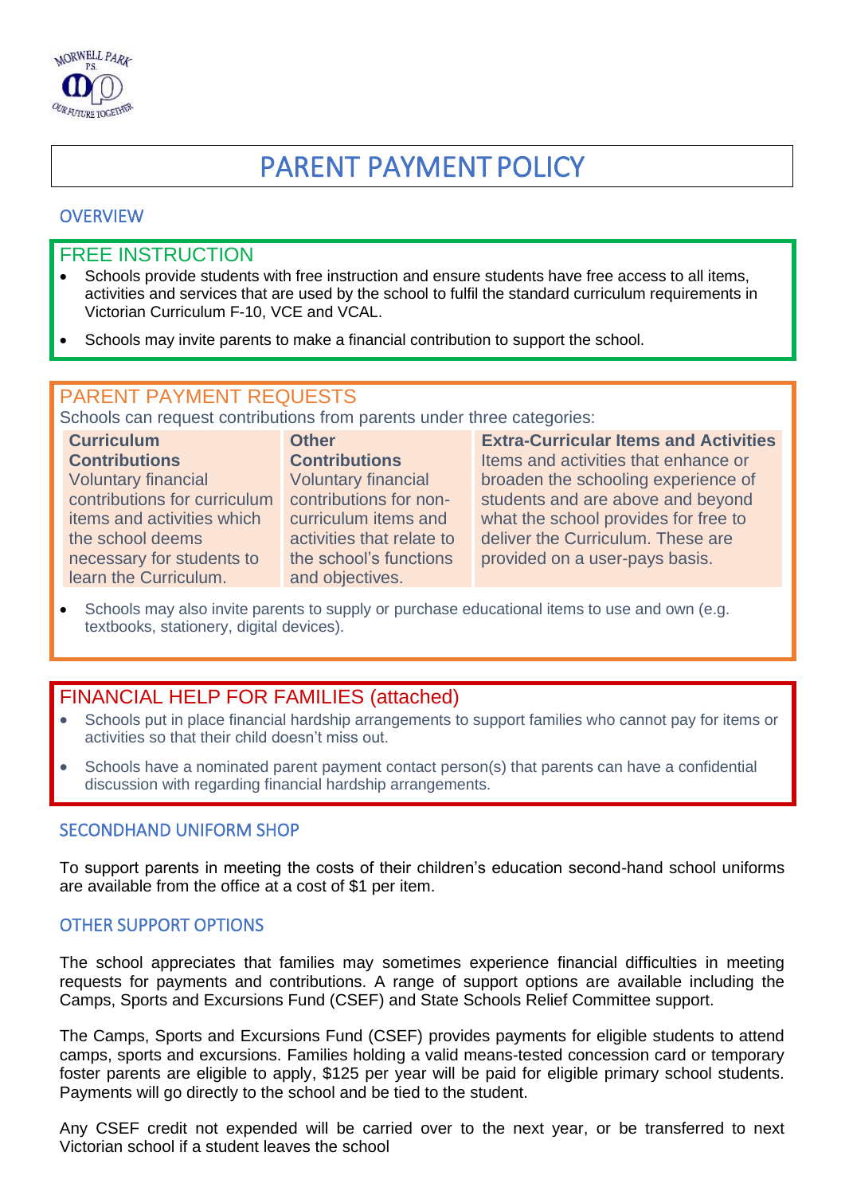MORWELL PARK P.S.
OUR FUTURE TOGETHER

# PARENT PAYMENT POLICY

## OVERVIEW

### FREE INSTRUCTION

- Schools provide students with free instruction and ensure students have free access to all items, activities and services that are used by the school to fulfil the standard curriculum requirements in Victorian Curriculum F-10, VCE and VCAL.
- Schools may invite parents to make a financial contribution to support the school.

### PARENT PAYMENT REQUESTS

Schools can request contributions from parents under three categories:

| Curriculum Contributions | Other Contributions | Extra-Curricular Items and Activities |
|---|---|---|
| Voluntary financial contributions for curriculum items and activities which the school deems necessary for students to learn the Curriculum. | Voluntary financial contributions for non-curriculum items and activities that relate to the school's functions and objectives. | Items and activities that enhance or broaden the schooling experience of students and are above and beyond what the school provides for free to deliver the Curriculum. These are provided on a user-pays basis. |

- Schools may also invite parents to supply or purchase educational items to use and own (e.g. textbooks, stationery, digital devices).

### FINANCIAL HELP FOR FAMILIES (attached)

- Schools put in place financial hardship arrangements to support families who cannot pay for items or activities so that their child doesn't miss out.
- Schools have a nominated parent payment contact person(s) that parents can have a confidential discussion with regarding financial hardship arrangements.

## SECONDHAND UNIFORM SHOP

To support parents in meeting the costs of their children's education second-hand school uniforms are available from the office at a cost of $1 per item.

## OTHER SUPPORT OPTIONS

The school appreciates that families may sometimes experience financial difficulties in meeting requests for payments and contributions. A range of support options are available including the Camps, Sports and Excursions Fund (CSEF) and State Schools Relief Committee support.

The Camps, Sports and Excursions Fund (CSEF) provides payments for eligible students to attend camps, sports and excursions. Families holding a valid means-tested concession card or temporary foster parents are eligible to apply, $125 per year will be paid for eligible primary school students. Payments will go directly to the school and be tied to the student.

Any CSEF credit not expended will be carried over to the next year, or be transferred to next Victorian school if a student leaves the school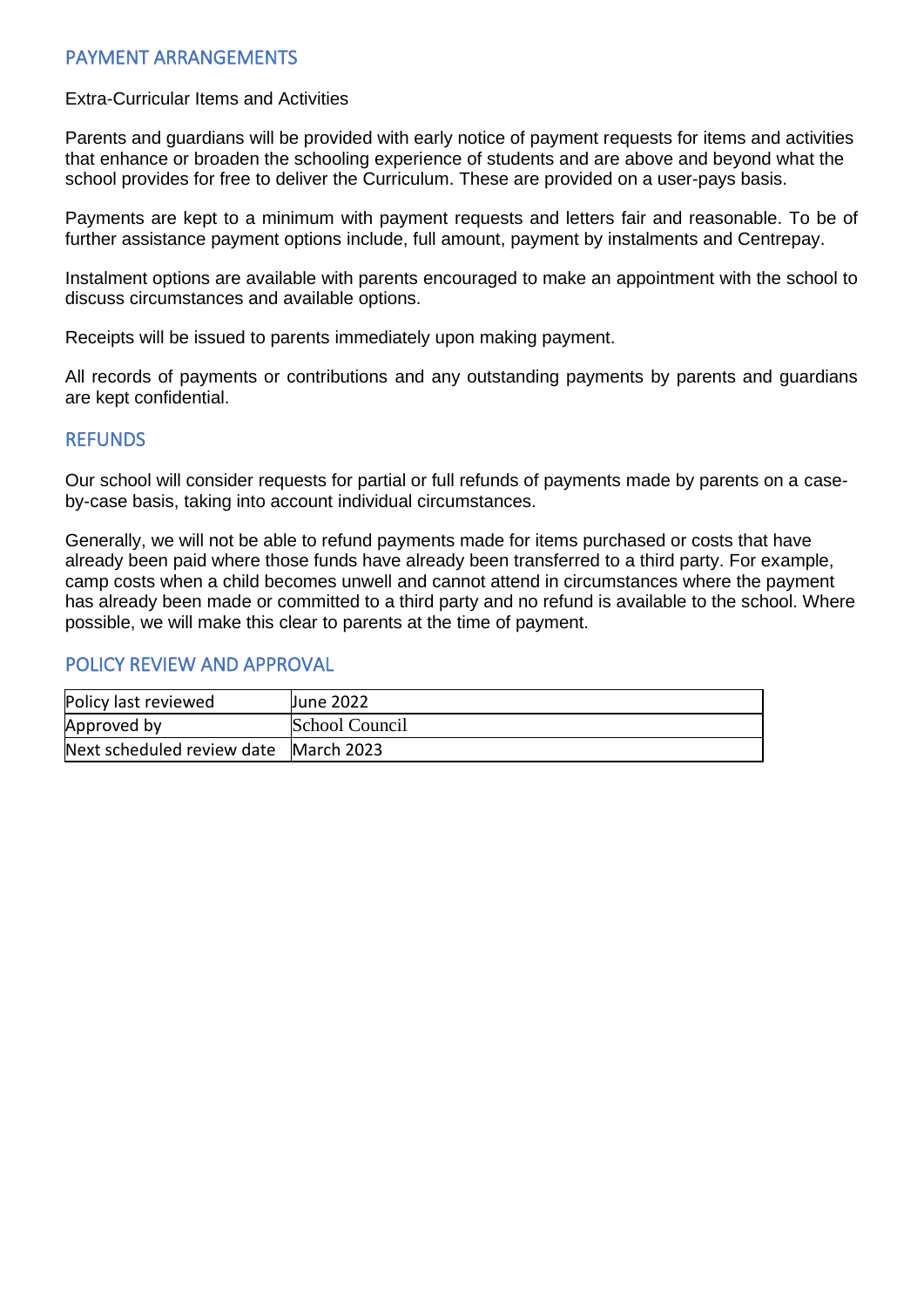## PAYMENT ARRANGEMENTS

Extra-Curricular Items and Activities

Parents and guardians will be provided with early notice of payment requests for items and activities that enhance or broaden the schooling experience of students and are above and beyond what the school provides for free to deliver the Curriculum. These are provided on a user-pays basis.

Payments are kept to a minimum with payment requests and letters fair and reasonable. To be of further assistance payment options include, full amount, payment by instalments and Centrepay.

Instalment options are available with parents encouraged to make an appointment with the school to discuss circumstances and available options.

Receipts will be issued to parents immediately upon making payment.

All records of payments or contributions and any outstanding payments by parents and guardians are kept confidential.

## REFUNDS

Our school will consider requests for partial or full refunds of payments made by parents on a case-by-case basis, taking into account individual circumstances.

Generally, we will not be able to refund payments made for items purchased or costs that have already been paid where those funds have already been transferred to a third party. For example, camp costs when a child becomes unwell and cannot attend in circumstances where the payment has already been made or committed to a third party and no refund is available to the school. Where possible, we will make this clear to parents at the time of payment.

## POLICY REVIEW AND APPROVAL

| Policy last reviewed | June 2022 |
|---|---|
| Approved by | School Council |
| Next scheduled review date | March 2023 |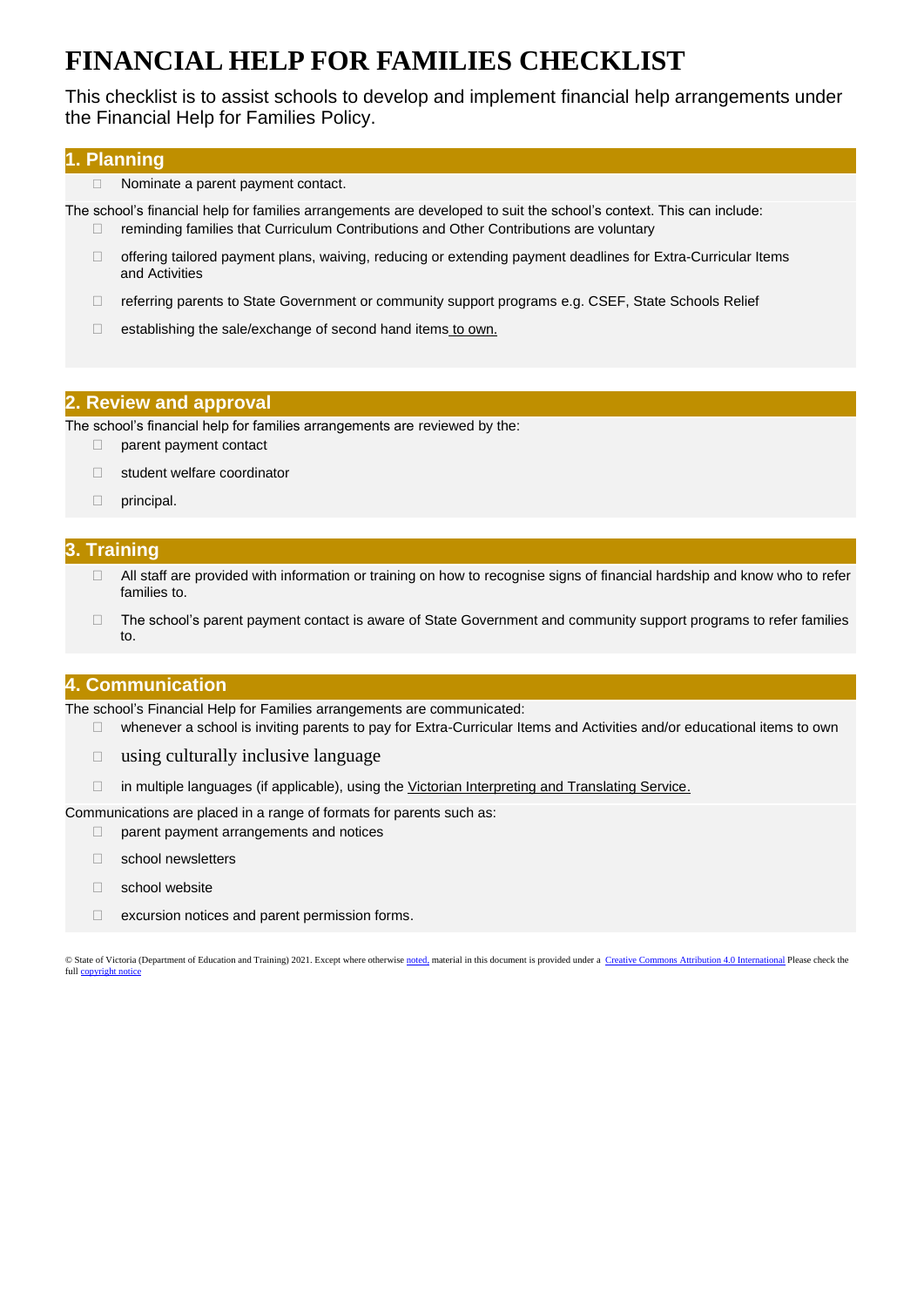# FINANCIAL HELP FOR FAMILIES CHECKLIST

This checklist is to assist schools to develop and implement financial help arrangements under the Financial Help for Families Policy.

## 1. Planning

- ☐ Nominate a parent payment contact.

The school's financial help for families arrangements are developed to suit the school's context. This can include:

- ☐ reminding families that Curriculum Contributions and Other Contributions are voluntary
- ☐ offering tailored payment plans, waiving, reducing or extending payment deadlines for Extra-Curricular Items and Activities
- ☐ referring parents to State Government or community support programs e.g. CSEF, State Schools Relief
- ☐ establishing the sale/exchange of second hand items to own.

## 2. Review and approval

The school's financial help for families arrangements are reviewed by the:

- ☐ parent payment contact
- ☐ student welfare coordinator
- ☐ principal.

## 3. Training

- ☐ All staff are provided with information or training on how to recognise signs of financial hardship and know who to refer families to.
- ☐ The school's parent payment contact is aware of State Government and community support programs to refer families to.

## 4. Communication

The school's Financial Help for Families arrangements are communicated:

- ☐ whenever a school is inviting parents to pay for Extra-Curricular Items and Activities and/or educational items to own
- ☐ using culturally inclusive language
- ☐ in multiple languages (if applicable), using the Victorian Interpreting and Translating Service.

Communications are placed in a range of formats for parents such as:

- ☐ parent payment arrangements and notices
- ☐ school newsletters
- ☐ school website
- ☐ excursion notices and parent permission forms.

© State of Victoria (Department of Education and Training) 2021. Except where otherwise noted, material in this document is provided under a Creative Commons Attribution 4.0 International Please check the full copyright notice